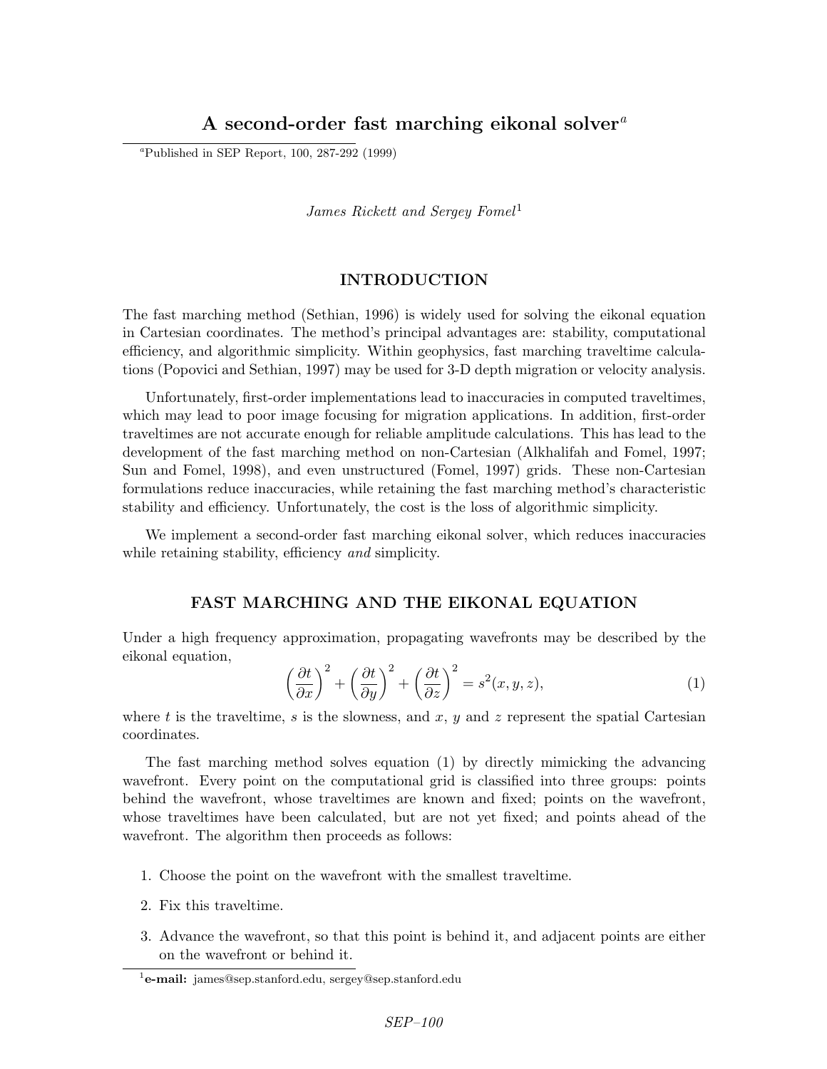# A second-order fast marching eikonal solver[a]

[a]Published in SEP Report, 100, 287-292 (1999)

*James Rickett and Sergey Fomel*[1]

## INTRODUCTION

The fast marching method (Sethian, 1996) is widely used for solving the eikonal equation in Cartesian coordinates. The method's principal advantages are: stability, computational efficiency, and algorithmic simplicity. Within geophysics, fast marching traveltime calculations (Popovici and Sethian, 1997) may be used for 3-D depth migration or velocity analysis.

Unfortunately, first-order implementations lead to inaccuracies in computed traveltimes, which may lead to poor image focusing for migration applications. In addition, first-order traveltimes are not accurate enough for reliable amplitude calculations. This has lead to the development of the fast marching method on non-Cartesian (Alkhalifah and Fomel, 1997; Sun and Fomel, 1998), and even unstructured (Fomel, 1997) grids. These non-Cartesian formulations reduce inaccuracies, while retaining the fast marching method's characteristic stability and efficiency. Unfortunately, the cost is the loss of algorithmic simplicity.

We implement a second-order fast marching eikonal solver, which reduces inaccuracies while retaining stability, efficiency *and* simplicity.

## FAST MARCHING AND THE EIKONAL EQUATION

Under a high frequency approximation, propagating wavefronts may be described by the eikonal equation,

$$\left(\frac{\partial t}{\partial x}\right)^2 + \left(\frac{\partial t}{\partial y}\right)^2 + \left(\frac{\partial t}{\partial z}\right)^2 = s^2(x,y,z), \tag{1}$$

where $t$ is the traveltime, $s$ is the slowness, and $x$, $y$ and $z$ represent the spatial Cartesian coordinates.

The fast marching method solves equation (1) by directly mimicking the advancing wavefront. Every point on the computational grid is classified into three groups: points behind the wavefront, whose traveltimes are known and fixed; points on the wavefront, whose traveltimes have been calculated, but are not yet fixed; and points ahead of the wavefront. The algorithm then proceeds as follows:

1. Choose the point on the wavefront with the smallest traveltime.
2. Fix this traveltime.
3. Advance the wavefront, so that this point is behind it, and adjacent points are either on the wavefront or behind it.

[1]**e-mail:** james@sep.stanford.edu, sergey@sep.stanford.edu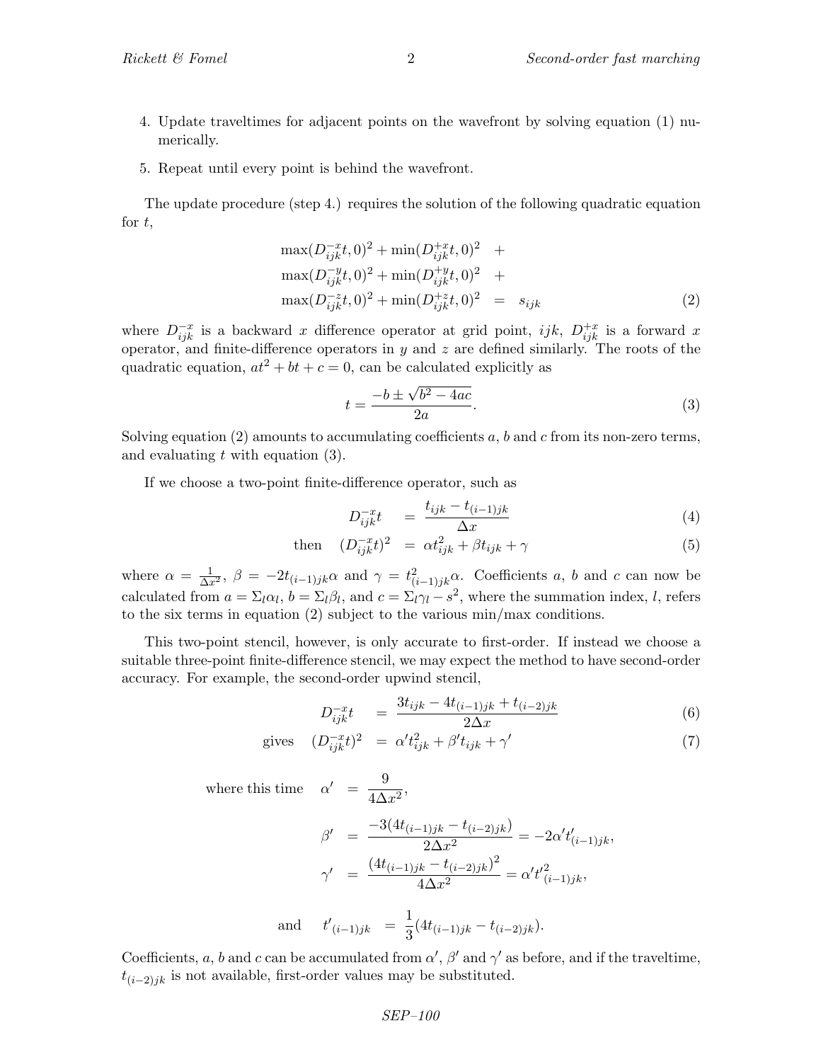4. Update traveltimes for adjacent points on the wavefront by solving equation (1) numerically.
5. Repeat until every point is behind the wavefront.

The update procedure (step 4.) requires the solution of the following quadratic equation for $t$,

$$
\begin{aligned}
\max(D^{-x}_{ijk}t, 0)^2 + \min(D^{+x}_{ijk}t, 0)^2 &\quad + \\
\max(D^{-y}_{ijk}t, 0)^2 + \min(D^{+y}_{ijk}t, 0)^2 &\quad + \\
\max(D^{-z}_{ijk}t, 0)^2 + \min(D^{+z}_{ijk}t, 0)^2 &\quad = \quad s_{ijk}
\end{aligned}
\tag{2}
$$

where $D^{-x}_{ijk}$ is a backward $x$ difference operator at grid point, $ijk$, $D^{+x}_{ijk}$ is a forward $x$ operator, and finite-difference operators in $y$ and $z$ are defined similarly. The roots of the quadratic equation, $at^2 + bt + c = 0$, can be calculated explicitly as

$$
t = \frac{-b \pm \sqrt{b^2 - 4ac}}{2a}. \tag{3}
$$

Solving equation (2) amounts to accumulating coefficients $a$, $b$ and $c$ from its non-zero terms, and evaluating $t$ with equation (3).

If we choose a two-point finite-difference operator, such as

$$
D^{-x}_{ijk}t \quad = \quad \frac{t_{ijk} - t_{(i-1)jk}}{\Delta x} \tag{4}
$$

$$
\text{then} \quad (D^{-x}_{ijk}t)^2 \quad = \quad \alpha t^2_{ijk} + \beta t_{ijk} + \gamma \tag{5}
$$

where $\alpha = \frac{1}{\Delta x^2}$, $\beta = -2t_{(i-1)jk}\alpha$ and $\gamma = t^2_{(i-1)jk}\alpha$. Coefficients $a$, $b$ and $c$ can now be calculated from $a = \Sigma_l \alpha_l$, $b = \Sigma_l \beta_l$, and $c = \Sigma_l \gamma_l - s^2$, where the summation index, $l$, refers to the six terms in equation (2) subject to the various min/max conditions.

This two-point stencil, however, is only accurate to first-order. If instead we choose a suitable three-point finite-difference stencil, we may expect the method to have second-order accuracy. For example, the second-order upwind stencil,

$$
D^{-x}_{ijk}t \quad = \quad \frac{3t_{ijk} - 4t_{(i-1)jk} + t_{(i-2)jk}}{2\Delta x} \tag{6}
$$

$$
\text{gives} \quad (D^{-x}_{ijk}t)^2 \quad = \quad \alpha' t^2_{ijk} + \beta' t_{ijk} + \gamma' \tag{7}
$$

$$
\begin{aligned}
\text{where this time} \quad \alpha' &= \frac{9}{4\Delta x^2}, \\
\beta' &= \frac{-3(4t_{(i-1)jk} - t_{(i-2)jk})}{2\Delta x^2} = -2\alpha' t'_{(i-1)jk}, \\
\gamma' &= \frac{(4t_{(i-1)jk} - t_{(i-2)jk})^2}{4\Delta x^2} = \alpha' t'^2_{(i-1)jk}, \\
\text{and} \quad t'_{(i-1)jk} &= \frac{1}{3}(4t_{(i-1)jk} - t_{(i-2)jk}).
\end{aligned}
$$

Coefficients, $a$, $b$ and $c$ can be accumulated from $\alpha'$, $\beta'$ and $\gamma'$ as before, and if the traveltime, $t_{(i-2)jk}$ is not available, first-order values may be substituted.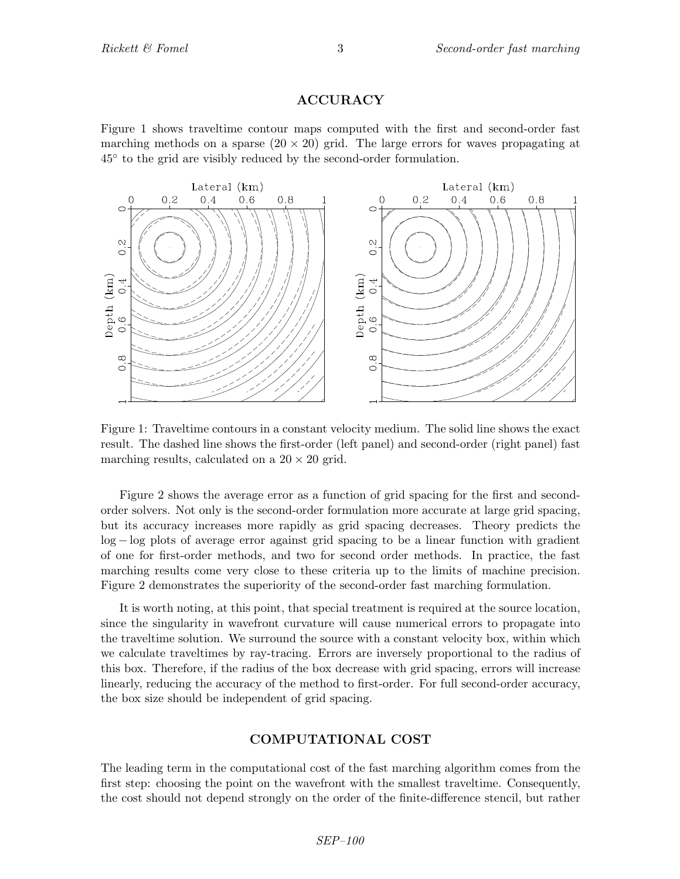## ACCURACY

Figure 1 shows traveltime contour maps computed with the first and second-order fast marching methods on a sparse $(20 \times 20)$ grid. The large errors for waves propagating at $45^\circ$ to the grid are visibly reduced by the second-order formulation.

Figure 1: Traveltime contours in a constant velocity medium. The solid line shows the exact result. The dashed line shows the first-order (left panel) and second-order (right panel) fast marching results, calculated on a $20 \times 20$ grid.

Figure 2 shows the average error as a function of grid spacing for the first and second-order solvers. Not only is the second-order formulation more accurate at large grid spacing, but its accuracy increases more rapidly as grid spacing decreases. Theory predicts the $\log - \log$ plots of average error against grid spacing to be a linear function with gradient of one for first-order methods, and two for second order methods. In practice, the fast marching results come very close to these criteria up to the limits of machine precision. Figure 2 demonstrates the superiority of the second-order fast marching formulation.

It is worth noting, at this point, that special treatment is required at the source location, since the singularity in wavefront curvature will cause numerical errors to propagate into the traveltime solution. We surround the source with a constant velocity box, within which we calculate traveltimes by ray-tracing. Errors are inversely proportional to the radius of this box. Therefore, if the radius of the box decrease with grid spacing, errors will increase linearly, reducing the accuracy of the method to first-order. For full second-order accuracy, the box size should be independent of grid spacing.

## COMPUTATIONAL COST

The leading term in the computational cost of the fast marching algorithm comes from the first step: choosing the point on the wavefront with the smallest traveltime. Consequently, the cost should not depend strongly on the order of the finite-difference stencil, but rather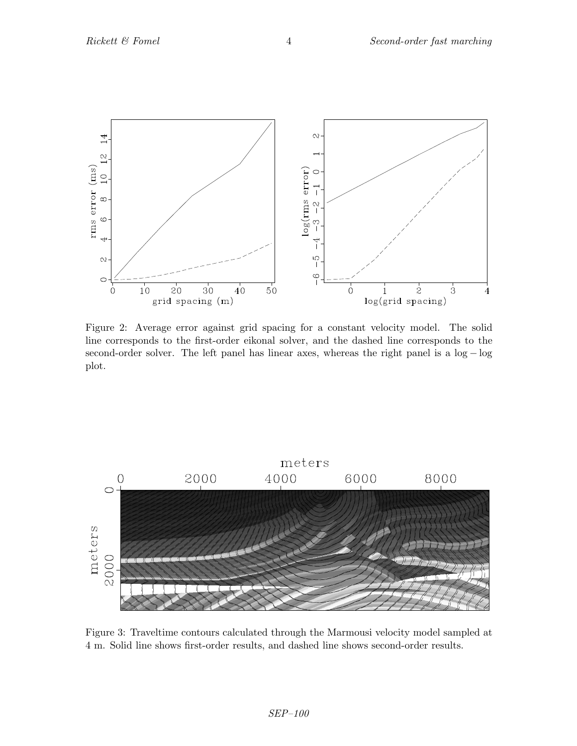Figure 2: Average error against grid spacing for a constant velocity model. The solid line corresponds to the first-order eikonal solver, and the dashed line corresponds to the second-order solver. The left panel has linear axes, whereas the right panel is a $\log-\log$ plot.

Figure 3: Traveltime contours calculated through the Marmousi velocity model sampled at 4 m. Solid line shows first-order results, and dashed line shows second-order results.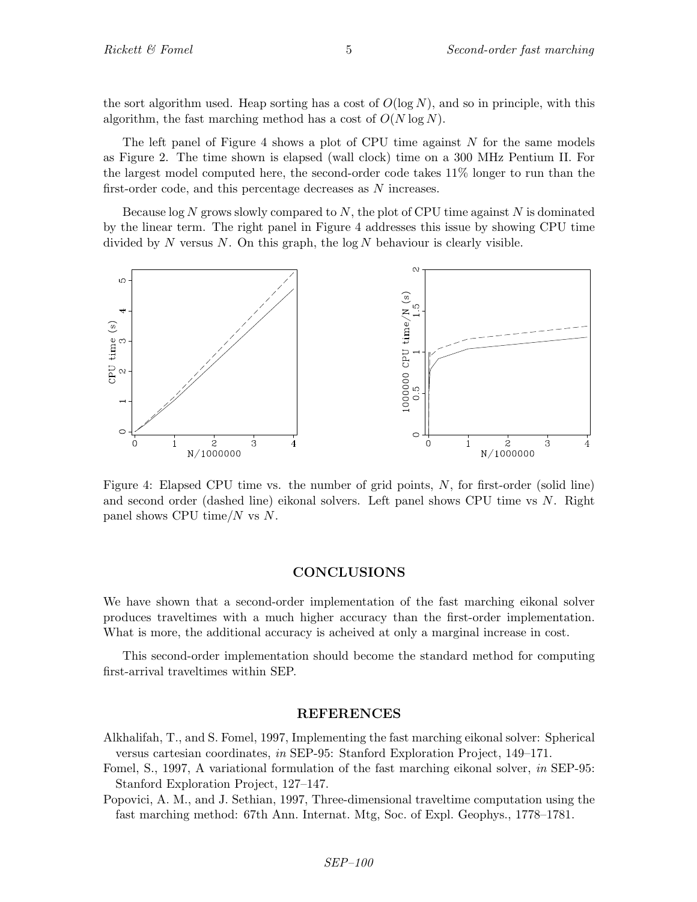the sort algorithm used. Heap sorting has a cost of $O(\log N)$, and so in principle, with this algorithm, the fast marching method has a cost of $O(N \log N)$.

The left panel of Figure 4 shows a plot of CPU time against $N$ for the same models as Figure 2. The time shown is elapsed (wall clock) time on a 300 MHz Pentium II. For the largest model computed here, the second-order code takes 11% longer to run than the first-order code, and this percentage decreases as $N$ increases.

Because $\log N$ grows slowly compared to $N$, the plot of CPU time against $N$ is dominated by the linear term. The right panel in Figure 4 addresses this issue by showing CPU time divided by $N$ versus $N$. On this graph, the $\log N$ behaviour is clearly visible.

Figure 4: Elapsed CPU time vs. the number of grid points, $N$, for first-order (solid line) and second order (dashed line) eikonal solvers. Left panel shows CPU time vs $N$. Right panel shows CPU time/$N$ vs $N$.

## CONCLUSIONS

We have shown that a second-order implementation of the fast marching eikonal solver produces traveltimes with a much higher accuracy than the first-order implementation. What is more, the additional accuracy is acheived at only a marginal increase in cost.

This second-order implementation should become the standard method for computing first-arrival traveltimes within SEP.

## REFERENCES

Alkhalifah, T., and S. Fomel, 1997, Implementing the fast marching eikonal solver: Spherical versus cartesian coordinates, *in* SEP-95: Stanford Exploration Project, 149–171.

Fomel, S., 1997, A variational formulation of the fast marching eikonal solver, *in* SEP-95: Stanford Exploration Project, 127–147.

Popovici, A. M., and J. Sethian, 1997, Three-dimensional traveltime computation using the fast marching method: 67th Ann. Internat. Mtg, Soc. of Expl. Geophys., 1778–1781.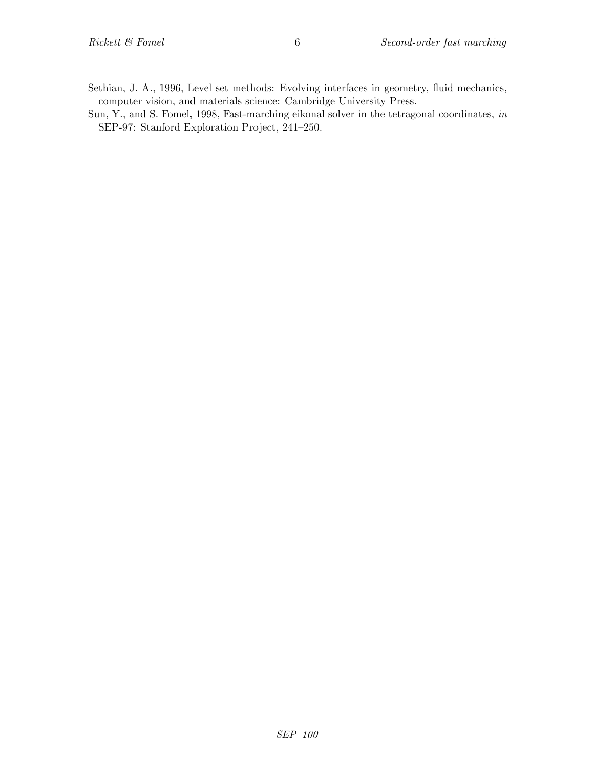Sethian, J. A., 1996, Level set methods: Evolving interfaces in geometry, fluid mechanics, computer vision, and materials science: Cambridge University Press.

Sun, Y., and S. Fomel, 1998, Fast-marching eikonal solver in the tetragonal coordinates, *in* SEP-97: Stanford Exploration Project, 241–250.